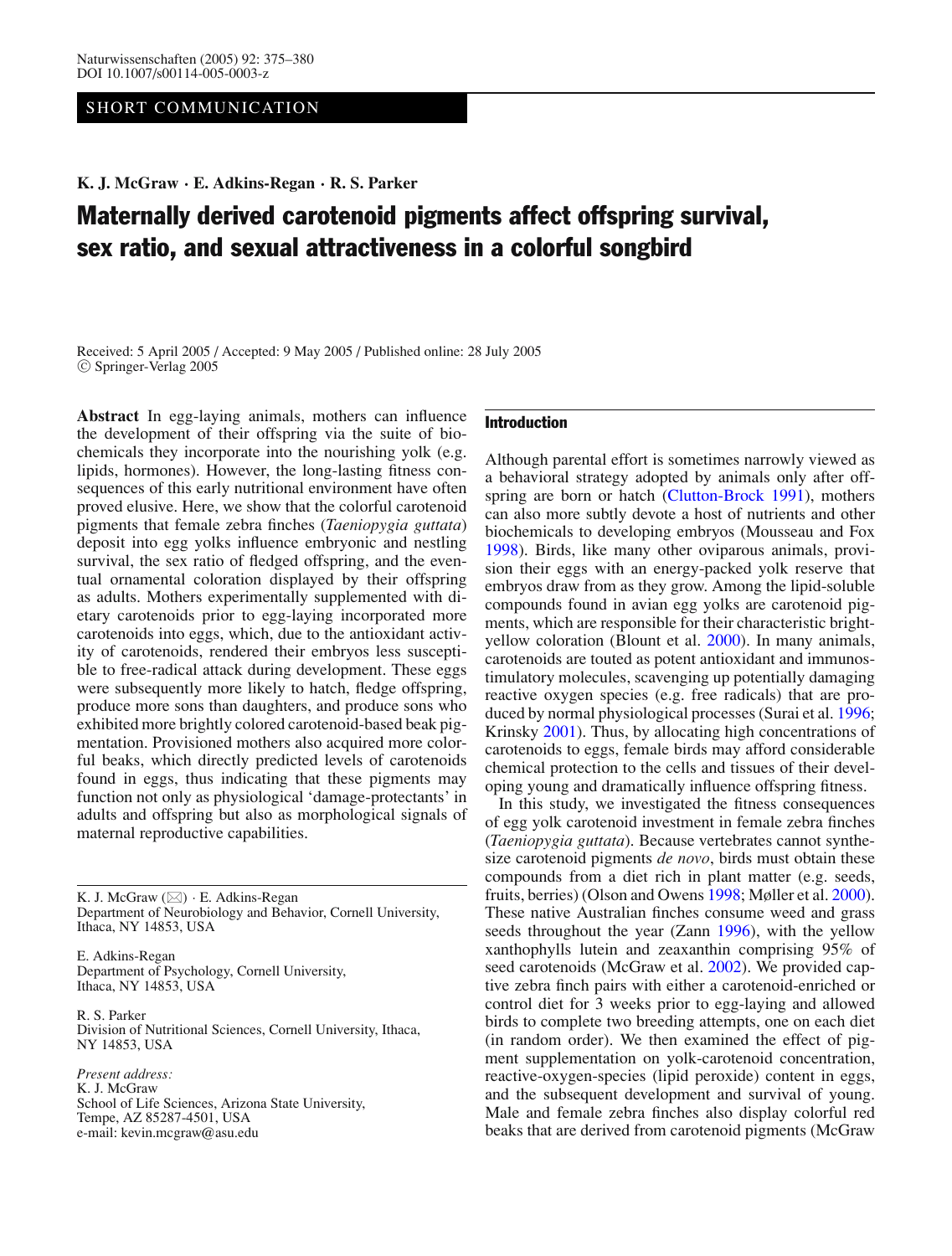SHORT COMMUNICATION

**K. J. McGraw · E. Adkins-Regan · R. S. Parker**

# Maternally derived carotenoid pigments affect offspring survival, sex ratio, and sexual attractiveness in a colorful songbird

Received: 5 April 2005 / Accepted: 9 May 2005 / Published online: 28 July 2005
© Springer-Verlag 2005

**Abstract** In egg-laying animals, mothers can influence the development of their offspring via the suite of biochemicals they incorporate into the nourishing yolk (e.g. lipids, hormones). However, the long-lasting fitness consequences of this early nutritional environment have often proved elusive. Here, we show that the colorful carotenoid pigments that female zebra finches (*Taeniopygia guttata*) deposit into egg yolks influence embryonic and nestling survival, the sex ratio of fledged offspring, and the eventual ornamental coloration displayed by their offspring as adults. Mothers experimentally supplemented with dietary carotenoids prior to egg-laying incorporated more carotenoids into eggs, which, due to the antioxidant activity of carotenoids, rendered their embryos less susceptible to free-radical attack during development. These eggs were subsequently more likely to hatch, fledge offspring, produce more sons than daughters, and produce sons who exhibited more brightly colored carotenoid-based beak pigmentation. Provisioned mothers also acquired more colorful beaks, which directly predicted levels of carotenoids found in eggs, thus indicating that these pigments may function not only as physiological 'damage-protectants' in adults and offspring but also as morphological signals of maternal reproductive capabilities.

K. J. McGraw (✉) · E. Adkins-Regan
Department of Neurobiology and Behavior, Cornell University, Ithaca, NY 14853, USA

E. Adkins-Regan
Department of Psychology, Cornell University, Ithaca, NY 14853, USA

R. S. Parker
Division of Nutritional Sciences, Cornell University, Ithaca, NY 14853, USA

*Present address:*
K. J. McGraw
School of Life Sciences, Arizona State University, Tempe, AZ 85287-4501, USA
e-mail: kevin.mcgraw@asu.edu

## Introduction

Although parental effort is sometimes narrowly viewed as a behavioral strategy adopted by animals only after offspring are born or hatch (Clutton-Brock 1991), mothers can also more subtly devote a host of nutrients and other biochemicals to developing embryos (Mousseau and Fox 1998). Birds, like many other oviparous animals, provision their eggs with an energy-packed yolk reserve that embryos draw from as they grow. Among the lipid-soluble compounds found in avian egg yolks are carotenoid pigments, which are responsible for their characteristic bright-yellow coloration (Blount et al. 2000). In many animals, carotenoids are touted as potent antioxidant and immunostimulatory molecules, scavenging up potentially damaging reactive oxygen species (e.g. free radicals) that are produced by normal physiological processes (Surai et al. 1996; Krinsky 2001). Thus, by allocating high concentrations of carotenoids to eggs, female birds may afford considerable chemical protection to the cells and tissues of their developing young and dramatically influence offspring fitness.

In this study, we investigated the fitness consequences of egg yolk carotenoid investment in female zebra finches (*Taeniopygia guttata*). Because vertebrates cannot synthesize carotenoid pigments *de novo*, birds must obtain these compounds from a diet rich in plant matter (e.g. seeds, fruits, berries) (Olson and Owens 1998; Møller et al. 2000). These native Australian finches consume weed and grass seeds throughout the year (Zann 1996), with the yellow xanthophylls lutein and zeaxanthin comprising 95% of seed carotenoids (McGraw et al. 2002). We provided captive zebra finch pairs with either a carotenoid-enriched or control diet for 3 weeks prior to egg-laying and allowed birds to complete two breeding attempts, one on each diet (in random order). We then examined the effect of pigment supplementation on yolk-carotenoid concentration, reactive-oxygen-species (lipid peroxide) content in eggs, and the subsequent development and survival of young. Male and female zebra finches also display colorful red beaks that are derived from carotenoid pigments (McGraw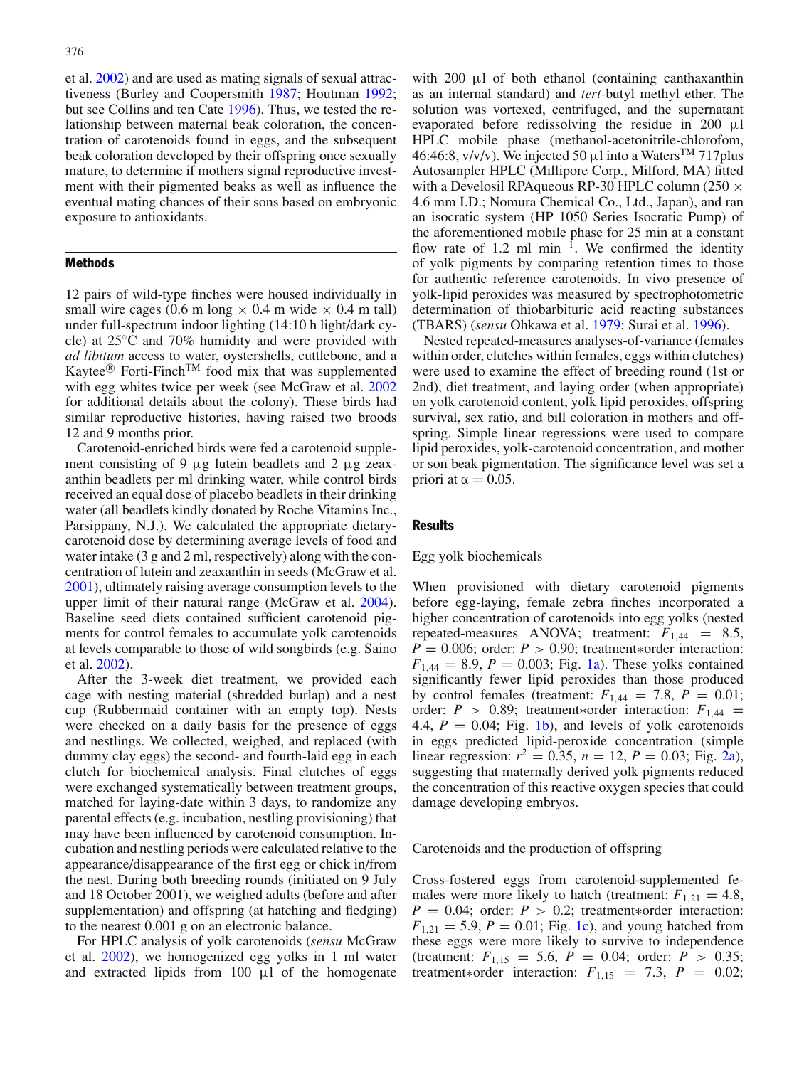et al. 2002) and are used as mating signals of sexual attractiveness (Burley and Coopersmith 1987; Houtman 1992; but see Collins and ten Cate 1996). Thus, we tested the relationship between maternal beak coloration, the concentration of carotenoids found in eggs, and the subsequent beak coloration developed by their offspring once sexually mature, to determine if mothers signal reproductive investment with their pigmented beaks as well as influence the eventual mating chances of their sons based on embryonic exposure to antioxidants.

## Methods

12 pairs of wild-type finches were housed individually in small wire cages (0.6 m long × 0.4 m wide × 0.4 m tall) under full-spectrum indoor lighting (14:10 h light/dark cycle) at 25°C and 70% humidity and were provided with *ad libitum* access to water, oystershells, cuttlebone, and a Kaytee® Forti-Finch™ food mix that was supplemented with egg whites twice per week (see McGraw et al. 2002 for additional details about the colony). These birds had similar reproductive histories, having raised two broods 12 and 9 months prior.

Carotenoid-enriched birds were fed a carotenoid supplement consisting of 9 μg lutein beadlets and 2 μg zeaxanthin beadlets per ml drinking water, while control birds received an equal dose of placebo beadlets in their drinking water (all beadlets kindly donated by Roche Vitamins Inc., Parsippany, N.J.). We calculated the appropriate dietary-carotenoid dose by determining average levels of food and water intake (3 g and 2 ml, respectively) along with the concentration of lutein and zeaxanthin in seeds (McGraw et al. 2001), ultimately raising average consumption levels to the upper limit of their natural range (McGraw et al. 2004). Baseline seed diets contained sufficient carotenoid pigments for control females to accumulate yolk carotenoids at levels comparable to those of wild songbirds (e.g. Saino et al. 2002).

After the 3-week diet treatment, we provided each cage with nesting material (shredded burlap) and a nest cup (Rubbermaid container with an empty top). Nests were checked on a daily basis for the presence of eggs and nestlings. We collected, weighed, and replaced (with dummy clay eggs) the second- and fourth-laid egg in each clutch for biochemical analysis. Final clutches of eggs were exchanged systematically between treatment groups, matched for laying-date within 3 days, to randomize any parental effects (e.g. incubation, nestling provisioning) that may have been influenced by carotenoid consumption. Incubation and nestling periods were calculated relative to the appearance/disappearance of the first egg or chick in/from the nest. During both breeding rounds (initiated on 9 July and 18 October 2001), we weighed adults (before and after supplementation) and offspring (at hatching and fledging) to the nearest 0.001 g on an electronic balance.

For HPLC analysis of yolk carotenoids (*sensu* McGraw et al. 2002), we homogenized egg yolks in 1 ml water and extracted lipids from 100 μl of the homogenate with 200 μl of both ethanol (containing canthaxanthin as an internal standard) and *tert*-butyl methyl ether. The solution was vortexed, centrifuged, and the supernatant evaporated before redissolving the residue in 200 μl HPLC mobile phase (methanol-acetonitrile-chlorofom, 46:46:8, v/v/v). We injected 50 μl into a Waters™ 717plus Autosampler HPLC (Millipore Corp., Milford, MA) fitted with a Develosil RPAqueous RP-30 HPLC column (250 × 4.6 mm I.D.; Nomura Chemical Co., Ltd., Japan), and ran an isocratic system (HP 1050 Series Isocratic Pump) of the aforementioned mobile phase for 25 min at a constant flow rate of 1.2 ml $\text{min}^{-1}$. We confirmed the identity of yolk pigments by comparing retention times to those for authentic reference carotenoids. In vivo presence of yolk-lipid peroxides was measured by spectrophotometric determination of thiobarbituric acid reacting substances (TBARS) (*sensu* Ohkawa et al. 1979; Surai et al. 1996).

Nested repeated-measures analyses-of-variance (females within order, clutches within females, eggs within clutches) were used to examine the effect of breeding round (1st or 2nd), diet treatment, and laying order (when appropriate) on yolk carotenoid content, yolk lipid peroxides, offspring survival, sex ratio, and bill coloration in mothers and offspring. Simple linear regressions were used to compare lipid peroxides, yolk-carotenoid concentration, and mother or son beak pigmentation. The significance level was set a priori at $\alpha = 0.05$.

## Results

### Egg yolk biochemicals

When provisioned with dietary carotenoid pigments before egg-laying, female zebra finches incorporated a higher concentration of carotenoids into egg yolks (nested repeated-measures ANOVA; treatment: $F_{1,44} = 8.5$, $P = 0.006$; order: $P > 0.90$; treatment∗order interaction: $F_{1,44} = 8.9$, $P = 0.003$; Fig. 1a). These yolks contained significantly fewer lipid peroxides than those produced by control females (treatment: $F_{1,44} = 7.8$, $P = 0.01$; order: $P > 0.89$; treatment∗order interaction: $F_{1,44} = 4.4$, $P = 0.04$; Fig. 1b), and levels of yolk carotenoids in eggs predicted lipid-peroxide concentration (simple linear regression: $r^2 = 0.35$, $n = 12$, $P = 0.03$; Fig. 2a), suggesting that maternally derived yolk pigments reduced the concentration of this reactive oxygen species that could damage developing embryos.

### Carotenoids and the production of offspring

Cross-fostered eggs from carotenoid-supplemented females were more likely to hatch (treatment: $F_{1,21} = 4.8$, $P = 0.04$; order: $P > 0.2$; treatment∗order interaction: $F_{1,21} = 5.9$, $P = 0.01$; Fig. 1c), and young hatched from these eggs were more likely to survive to independence (treatment: $F_{1,15} = 5.6$, $P = 0.04$; order: $P > 0.35$; treatment∗order interaction: $F_{1,15} = 7.3$, $P = 0.02$;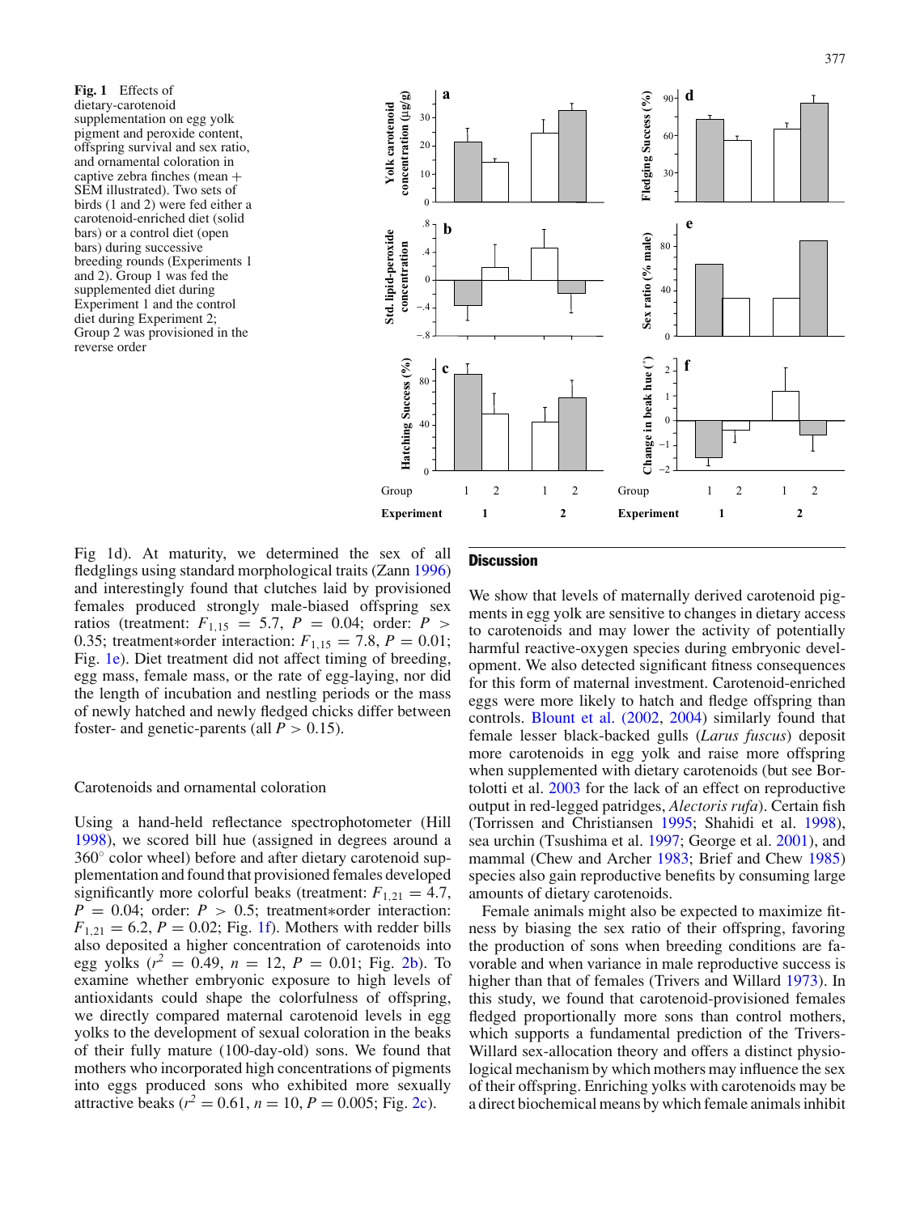**Fig. 1** Effects of dietary-carotenoid supplementation on egg yolk pigment and peroxide content, offspring survival and sex ratio, and ornamental coloration in captive zebra finches (mean + SEM illustrated). Two sets of birds (1 and 2) were fed either a carotenoid-enriched diet (solid bars) or a control diet (open bars) during successive breeding rounds (Experiments 1 and 2). Group 1 was fed the supplemented diet during Experiment 1 and the control diet during Experiment 2; Group 2 was provisioned in the reverse order

Fig 1d). At maturity, we determined the sex of all fledglings using standard morphological traits (Zann 1996) and interestingly found that clutches laid by provisioned females produced strongly male-biased offspring sex ratios (treatment: $F_{1,15} = 5.7$, $P = 0.04$; order: $P > 0.35$; treatment∗order interaction: $F_{1,15} = 7.8$, $P = 0.01$; Fig. 1e). Diet treatment did not affect timing of breeding, egg mass, female mass, or the rate of egg-laying, nor did the length of incubation and nestling periods or the mass of newly hatched and newly fledged chicks differ between foster- and genetic-parents (all $P > 0.15$).

### Carotenoids and ornamental coloration

Using a hand-held reflectance spectrophotometer (Hill 1998), we scored bill hue (assigned in degrees around a 360° color wheel) before and after dietary carotenoid supplementation and found that provisioned females developed significantly more colorful beaks (treatment: $F_{1,21} = 4.7$, $P = 0.04$; order: $P > 0.5$; treatment∗order interaction: $F_{1,21} = 6.2$, $P = 0.02$; Fig. 1f). Mothers with redder bills also deposited a higher concentration of carotenoids into egg yolks ($r^2 = 0.49$, $n = 12$, $P = 0.01$; Fig. 2b). To examine whether embryonic exposure to high levels of antioxidants could shape the colorfulness of offspring, we directly compared maternal carotenoid levels in egg yolks to the development of sexual coloration in the beaks of their fully mature (100-day-old) sons. We found that mothers who incorporated high concentrations of pigments into eggs produced sons who exhibited more sexually attractive beaks ($r^2 = 0.61$, $n = 10$, $P = 0.005$; Fig. 2c).

## Discussion

We show that levels of maternally derived carotenoid pigments in egg yolk are sensitive to changes in dietary access to carotenoids and may lower the activity of potentially harmful reactive-oxygen species during embryonic development. We also detected significant fitness consequences for this form of maternal investment. Carotenoid-enriched eggs were more likely to hatch and fledge offspring than controls. Blount et al. (2002, 2004) similarly found that female lesser black-backed gulls (*Larus fuscus*) deposit more carotenoids in egg yolk and raise more offspring when supplemented with dietary carotenoids (but see Bortolotti et al. 2003 for the lack of an effect on reproductive output in red-legged patridges, *Alectoris rufa*). Certain fish (Torrissen and Christiansen 1995; Shahidi et al. 1998), sea urchin (Tsushima et al. 1997; George et al. 2001), and mammal (Chew and Archer 1983; Brief and Chew 1985) species also gain reproductive benefits by consuming large amounts of dietary carotenoids.

Female animals might also be expected to maximize fitness by biasing the sex ratio of their offspring, favoring the production of sons when breeding conditions are favorable and when variance in male reproductive success is higher than that of females (Trivers and Willard 1973). In this study, we found that carotenoid-provisioned females fledged proportionally more sons than control mothers, which supports a fundamental prediction of the Trivers-Willard sex-allocation theory and offers a distinct physiological mechanism by which mothers may influence the sex of their offspring. Enriching yolks with carotenoids may be a direct biochemical means by which female animals inhibit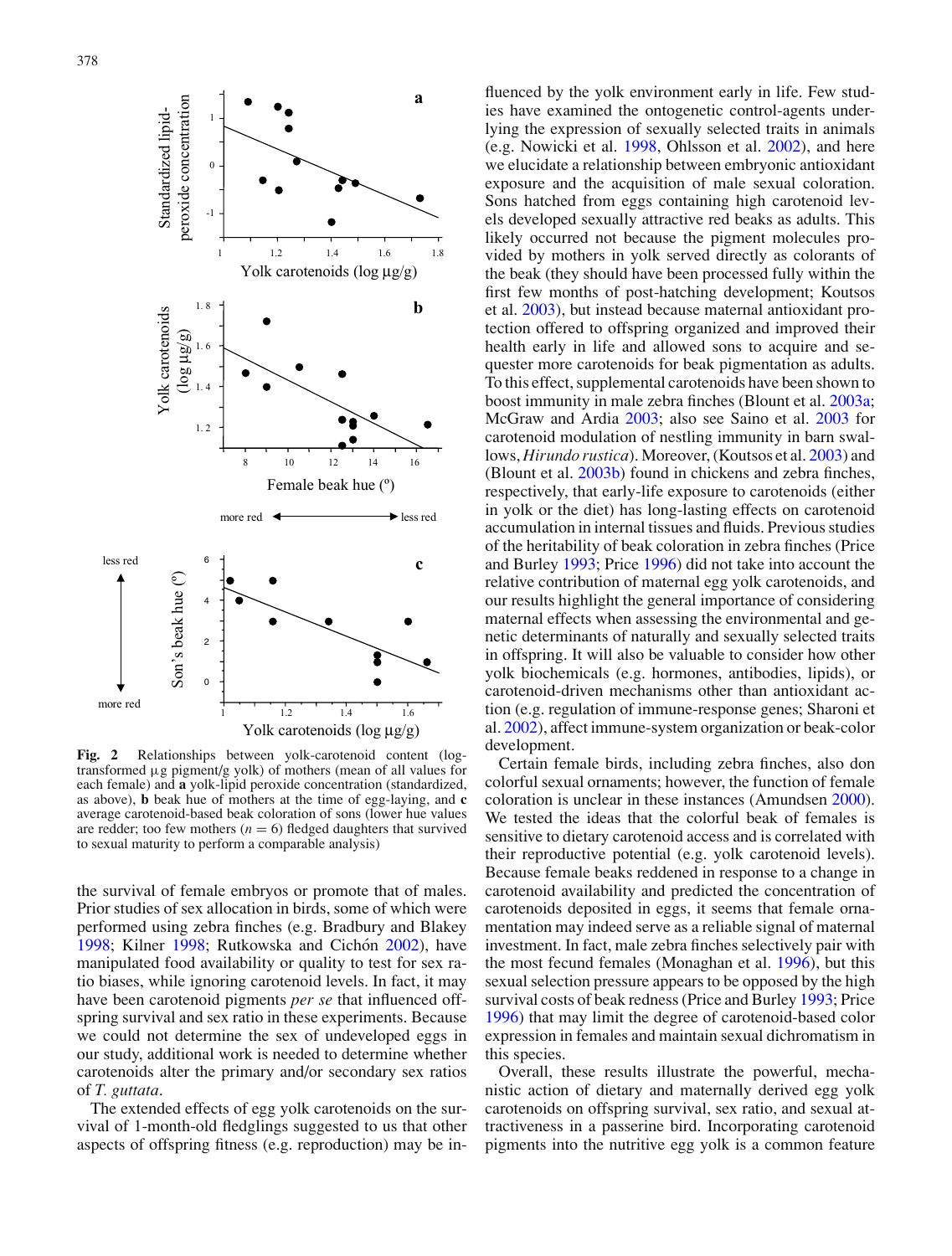**Fig. 2** Relationships between yolk-carotenoid content (log-transformed μg pigment/g yolk) of mothers (mean of all values for each female) and **a** yolk-lipid peroxide concentration (standardized, as above), **b** beak hue of mothers at the time of egg-laying, and **c** average carotenoid-based beak coloration of sons (lower hue values are redder; too few mothers ($n = 6$) fledged daughters that survived to sexual maturity to perform a comparable analysis)

the survival of female embryos or promote that of males. Prior studies of sex allocation in birds, some of which were performed using zebra finches (e.g. Bradbury and Blakey 1998; Kilner 1998; Rutkowska and Cichón 2002), have manipulated food availability or quality to test for sex ratio biases, while ignoring carotenoid levels. In fact, it may have been carotenoid pigments *per se* that influenced offspring survival and sex ratio in these experiments. Because we could not determine the sex of undeveloped eggs in our study, additional work is needed to determine whether carotenoids alter the primary and/or secondary sex ratios of *T. guttata*.

The extended effects of egg yolk carotenoids on the survival of 1-month-old fledglings suggested to us that other aspects of offspring fitness (e.g. reproduction) may be influenced by the yolk environment early in life. Few studies have examined the ontogenetic control-agents underlying the expression of sexually selected traits in animals (e.g. Nowicki et al. 1998, Ohlsson et al. 2002), and here we elucidate a relationship between embryonic antioxidant exposure and the acquisition of male sexual coloration. Sons hatched from eggs containing high carotenoid levels developed sexually attractive red beaks as adults. This likely occurred not because the pigment molecules provided by mothers in yolk served directly as colorants of the beak (they should have been processed fully within the first few months of post-hatching development; Koutsos et al. 2003), but instead because maternal antioxidant protection offered to offspring organized and improved their health early in life and allowed sons to acquire and sequester more carotenoids for beak pigmentation as adults. To this effect, supplemental carotenoids have been shown to boost immunity in male zebra finches (Blount et al. 2003a; McGraw and Ardia 2003; also see Saino et al. 2003 for carotenoid modulation of nestling immunity in barn swallows, *Hirundo rustica*). Moreover, (Koutsos et al. 2003) and (Blount et al. 2003b) found in chickens and zebra finches, respectively, that early-life exposure to carotenoids (either in yolk or the diet) has long-lasting effects on carotenoid accumulation in internal tissues and fluids. Previous studies of the heritability of beak coloration in zebra finches (Price and Burley 1993; Price 1996) did not take into account the relative contribution of maternal egg yolk carotenoids, and our results highlight the general importance of considering maternal effects when assessing the environmental and genetic determinants of naturally and sexually selected traits in offspring. It will also be valuable to consider how other yolk biochemicals (e.g. hormones, antibodies, lipids), or carotenoid-driven mechanisms other than antioxidant action (e.g. regulation of immune-response genes; Sharoni et al. 2002), affect immune-system organization or beak-color development.

Certain female birds, including zebra finches, also don colorful sexual ornaments; however, the function of female coloration is unclear in these instances (Amundsen 2000). We tested the ideas that the colorful beak of females is sensitive to dietary carotenoid access and is correlated with their reproductive potential (e.g. yolk carotenoid levels). Because female beaks reddened in response to a change in carotenoid availability and predicted the concentration of carotenoids deposited in eggs, it seems that female ornamentation may indeed serve as a reliable signal of maternal investment. In fact, male zebra finches selectively pair with the most fecund females (Monaghan et al. 1996), but this sexual selection pressure appears to be opposed by the high survival costs of beak redness (Price and Burley 1993; Price 1996) that may limit the degree of carotenoid-based color expression in females and maintain sexual dichromatism in this species.

Overall, these results illustrate the powerful, mechanistic action of dietary and maternally derived egg yolk carotenoids on offspring survival, sex ratio, and sexual attractiveness in a passerine bird. Incorporating carotenoid pigments into the nutritive egg yolk is a common feature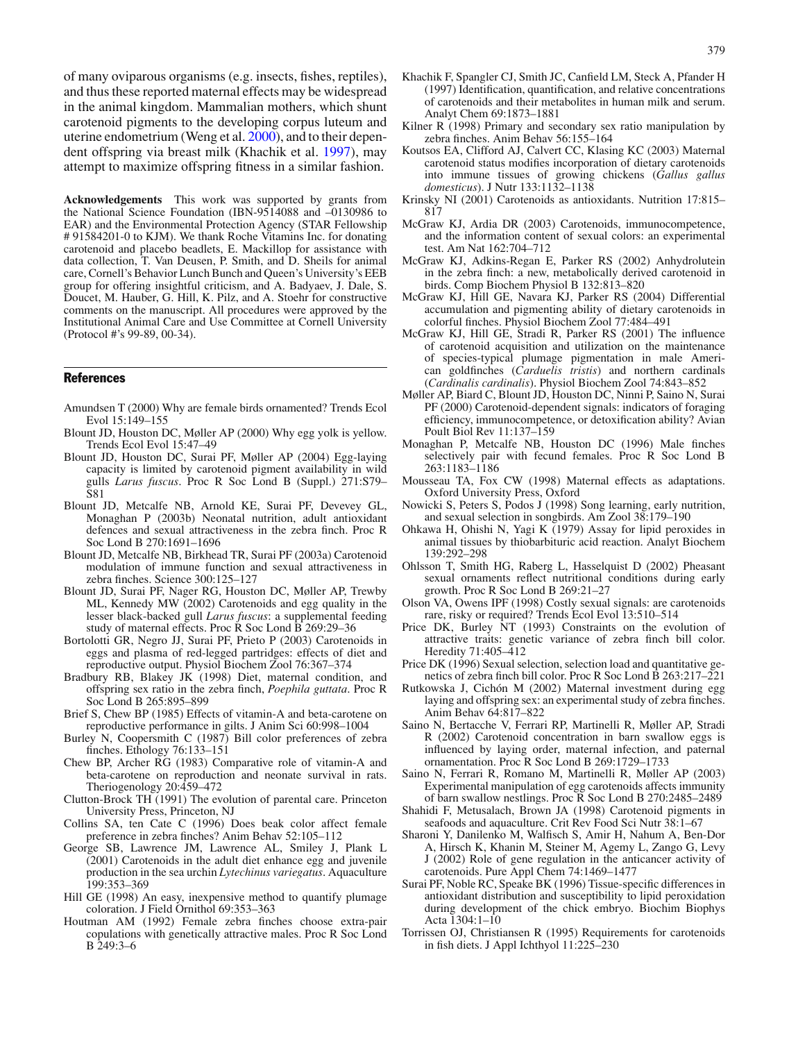of many oviparous organisms (e.g. insects, fishes, reptiles), and thus these reported maternal effects may be widespread in the animal kingdom. Mammalian mothers, which shunt carotenoid pigments to the developing corpus luteum and uterine endometrium (Weng et al. 2000), and to their dependent offspring via breast milk (Khachik et al. 1997), may attempt to maximize offspring fitness in a similar fashion.

**Acknowledgements** This work was supported by grants from the National Science Foundation (IBN-9514088 and –0130986 to EAR) and the Environmental Protection Agency (STAR Fellowship # 91584201-0 to KJM). We thank Roche Vitamins Inc. for donating carotenoid and placebo beadlets, E. Mackillop for assistance with data collection, T. Van Deusen, P. Smith, and D. Sheils for animal care, Cornell's Behavior Lunch Bunch and Queen's University's EEB group for offering insightful criticism, and A. Badyaev, J. Dale, S. Doucet, M. Hauber, G. Hill, K. Pilz, and A. Stoehr for constructive comments on the manuscript. All procedures were approved by the Institutional Animal Care and Use Committee at Cornell University (Protocol #'s 99-89, 00-34).

## References

Amundsen T (2000) Why are female birds ornamented? Trends Ecol Evol 15:149–155

Blount JD, Houston DC, Møller AP (2000) Why egg yolk is yellow. Trends Ecol Evol 15:47–49

Blount JD, Houston DC, Surai PF, Møller AP (2004) Egg-laying capacity is limited by carotenoid pigment availability in wild gulls *Larus fuscus*. Proc R Soc Lond B (Suppl.) 271:S79–S81

Blount JD, Metcalfe NB, Arnold KE, Surai PF, Devevey GL, Monaghan P (2003b) Neonatal nutrition, adult antioxidant defences and sexual attractiveness in the zebra finch. Proc R Soc Lond B 270:1691–1696

Blount JD, Metcalfe NB, Birkhead TR, Surai PF (2003a) Carotenoid modulation of immune function and sexual attractiveness in zebra finches. Science 300:125–127

Blount JD, Surai PF, Nager RG, Houston DC, Møller AP, Trewby ML, Kennedy MW (2002) Carotenoids and egg quality in the lesser black-backed gull *Larus fuscus*: a supplemental feeding study of maternal effects. Proc R Soc Lond B 269:29–36

Bortolotti GR, Negro JJ, Surai PF, Prieto P (2003) Carotenoids in eggs and plasma of red-legged partridges: effects of diet and reproductive output. Physiol Biochem Zool 76:367–374

Bradbury RB, Blakey JK (1998) Diet, maternal condition, and offspring sex ratio in the zebra finch, *Poephila guttata*. Proc R Soc Lond B 265:895–899

Brief S, Chew BP (1985) Effects of vitamin-A and beta-carotene on reproductive performance in gilts. J Anim Sci 60:998–1004

Burley N, Coopersmith C (1987) Bill color preferences of zebra finches. Ethology 76:133–151

Chew BP, Archer RG (1983) Comparative role of vitamin-A and beta-carotene on reproduction and neonate survival in rats. Theriogenology 20:459–472

Clutton-Brock TH (1991) The evolution of parental care. Princeton University Press, Princeton, NJ

Collins SA, ten Cate C (1996) Does beak color affect female preference in zebra finches? Anim Behav 52:105–112

George SB, Lawrence JM, Lawrence AL, Smiley J, Plank L (2001) Carotenoids in the adult diet enhance egg and juvenile production in the sea urchin *Lytechinus variegatus*. Aquaculture 199:353–369

Hill GE (1998) An easy, inexpensive method to quantify plumage coloration. J Field Ornithol 69:353–363

Houtman AM (1992) Female zebra finches choose extra-pair copulations with genetically attractive males. Proc R Soc Lond B 249:3–6

Khachik F, Spangler CJ, Smith JC, Canfield LM, Steck A, Pfander H (1997) Identification, quantification, and relative concentrations of carotenoids and their metabolites in human milk and serum. Analyt Chem 69:1873–1881

Kilner R (1998) Primary and secondary sex ratio manipulation by zebra finches. Anim Behav 56:155–164

Koutsos EA, Clifford AJ, Calvert CC, Klasing KC (2003) Maternal carotenoid status modifies incorporation of dietary carotenoids into immune tissues of growing chickens (*Gallus gallus domesticus*). J Nutr 133:1132–1138

Krinsky NI (2001) Carotenoids as antioxidants. Nutrition 17:815–817

McGraw KJ, Ardia DR (2003) Carotenoids, immunocompetence, and the information content of sexual colors: an experimental test. Am Nat 162:704–712

McGraw KJ, Adkins-Regan E, Parker RS (2002) Anhydrolutein in the zebra finch: a new, metabolically derived carotenoid in birds. Comp Biochem Physiol B 132:813–820

McGraw KJ, Hill GE, Navara KJ, Parker RS (2004) Differential accumulation and pigmenting ability of dietary carotenoids in colorful finches. Physiol Biochem Zool 77:484–491

McGraw KJ, Hill GE, Stradi R, Parker RS (2001) The influence of carotenoid acquisition and utilization on the maintenance of species-typical plumage pigmentation in male American goldfinches (*Carduelis tristis*) and northern cardinals (*Cardinalis cardinalis*). Physiol Biochem Zool 74:843–852

Møller AP, Biard C, Blount JD, Houston DC, Ninni P, Saino N, Surai PF (2000) Carotenoid-dependent signals: indicators of foraging efficiency, immunocompetence, or detoxification ability? Avian Poult Biol Rev 11:137–159

Monaghan P, Metcalfe NB, Houston DC (1996) Male finches selectively pair with fecund females. Proc R Soc Lond B 263:1183–1186

Mousseau TA, Fox CW (1998) Maternal effects as adaptations. Oxford University Press, Oxford

Nowicki S, Peters S, Podos J (1998) Song learning, early nutrition, and sexual selection in songbirds. Am Zool 38:179–190

Ohkawa H, Ohishi N, Yagi K (1979) Assay for lipid peroxides in animal tissues by thiobarbituric acid reaction. Analyt Biochem 139:292–298

Ohlsson T, Smith HG, Raberg L, Hasselquist D (2002) Pheasant sexual ornaments reflect nutritional conditions during early growth. Proc R Soc Lond B 269:21–27

Olson VA, Owens IPF (1998) Costly sexual signals: are carotenoids rare, risky or required? Trends Ecol Evol 13:510–514

Price DK, Burley NT (1993) Constraints on the evolution of attractive traits: genetic variance of zebra finch bill color. Heredity 71:405–412

Price DK (1996) Sexual selection, selection load and quantitative genetics of zebra finch bill color. Proc R Soc Lond B 263:217–221

Rutkowska J, Cichón M (2002) Maternal investment during egg laying and offspring sex: an experimental study of zebra finches. Anim Behav 64:817–822

Saino N, Bertacche V, Ferrari RP, Martinelli R, Møller AP, Stradi R (2002) Carotenoid concentration in barn swallow eggs is influenced by laying order, maternal infection, and paternal ornamentation. Proc R Soc Lond B 269:1729–1733

Saino N, Ferrari R, Romano M, Martinelli R, Møller AP (2003) Experimental manipulation of egg carotenoids affects immunity of barn swallow nestlings. Proc R Soc Lond B 270:2485–2489

Shahidi F, Metusalach, Brown JA (1998) Carotenoid pigments in seafoods and aquaculture. Crit Rev Food Sci Nutr 38:1–67

Sharoni Y, Danilenko M, Walfisch S, Amir H, Nahum A, Ben-Dor A, Hirsch K, Khanin M, Steiner M, Agemy L, Zango G, Levy J (2002) Role of gene regulation in the anticancer activity of carotenoids. Pure Appl Chem 74:1469–1477

Surai PF, Noble RC, Speake BK (1996) Tissue-specific differences in antioxidant distribution and susceptibility to lipid peroxidation during development of the chick embryo. Biochim Biophys Acta 1304:1–10

Torrissen OJ, Christiansen R (1995) Requirements for carotenoids in fish diets. J Appl Ichthyol 11:225–230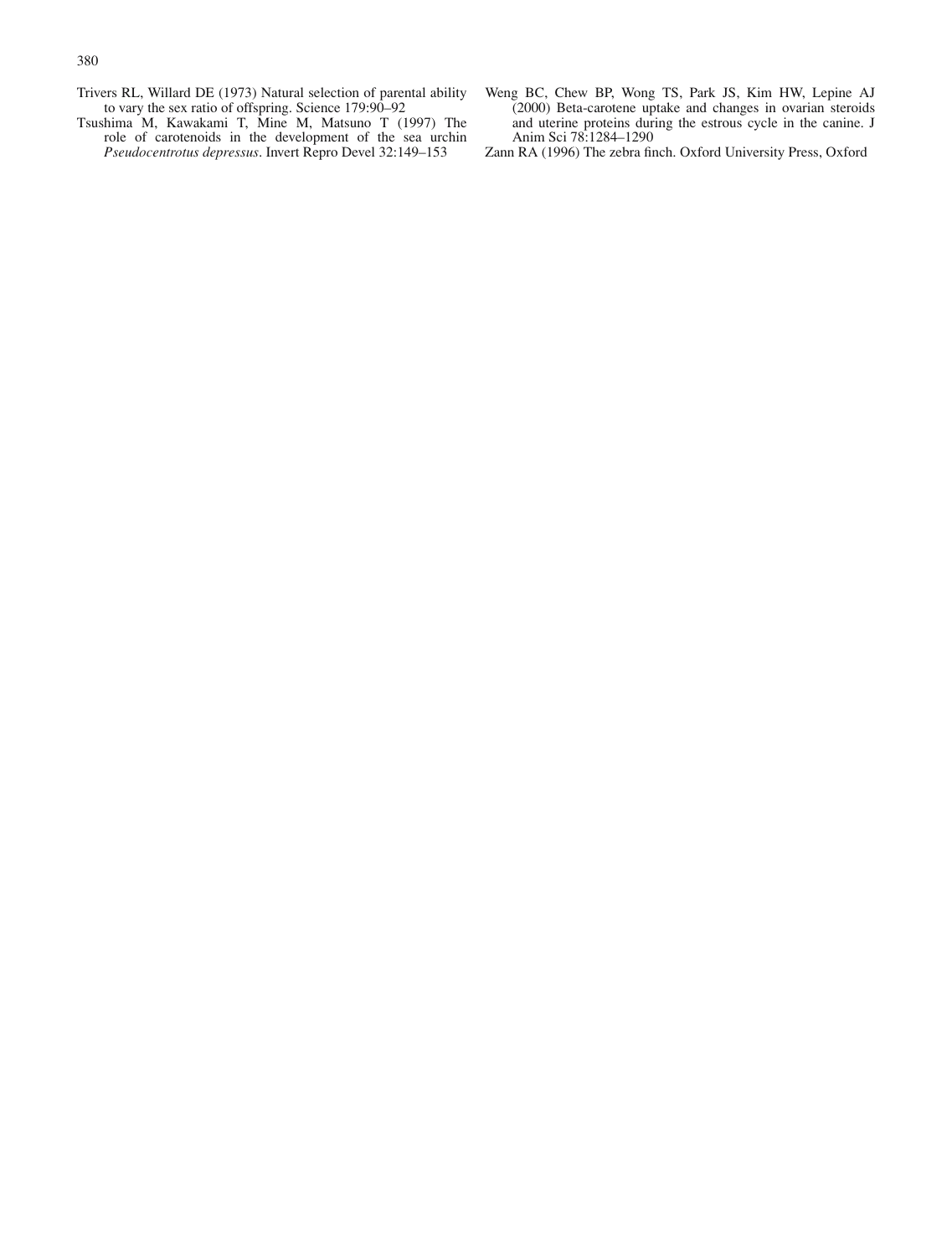Trivers RL, Willard DE (1973) Natural selection of parental ability to vary the sex ratio of offspring. Science 179:90–92

Tsushima M, Kawakami T, Mine M, Matsuno T (1997) The role of carotenoids in the development of the sea urchin *Pseudocentrotus depressus*. Invert Repro Devel 32:149–153

Weng BC, Chew BP, Wong TS, Park JS, Kim HW, Lepine AJ (2000) Beta-carotene uptake and changes in ovarian steroids and uterine proteins during the estrous cycle in the canine. J Anim Sci 78:1284–1290

Zann RA (1996) The zebra finch. Oxford University Press, Oxford